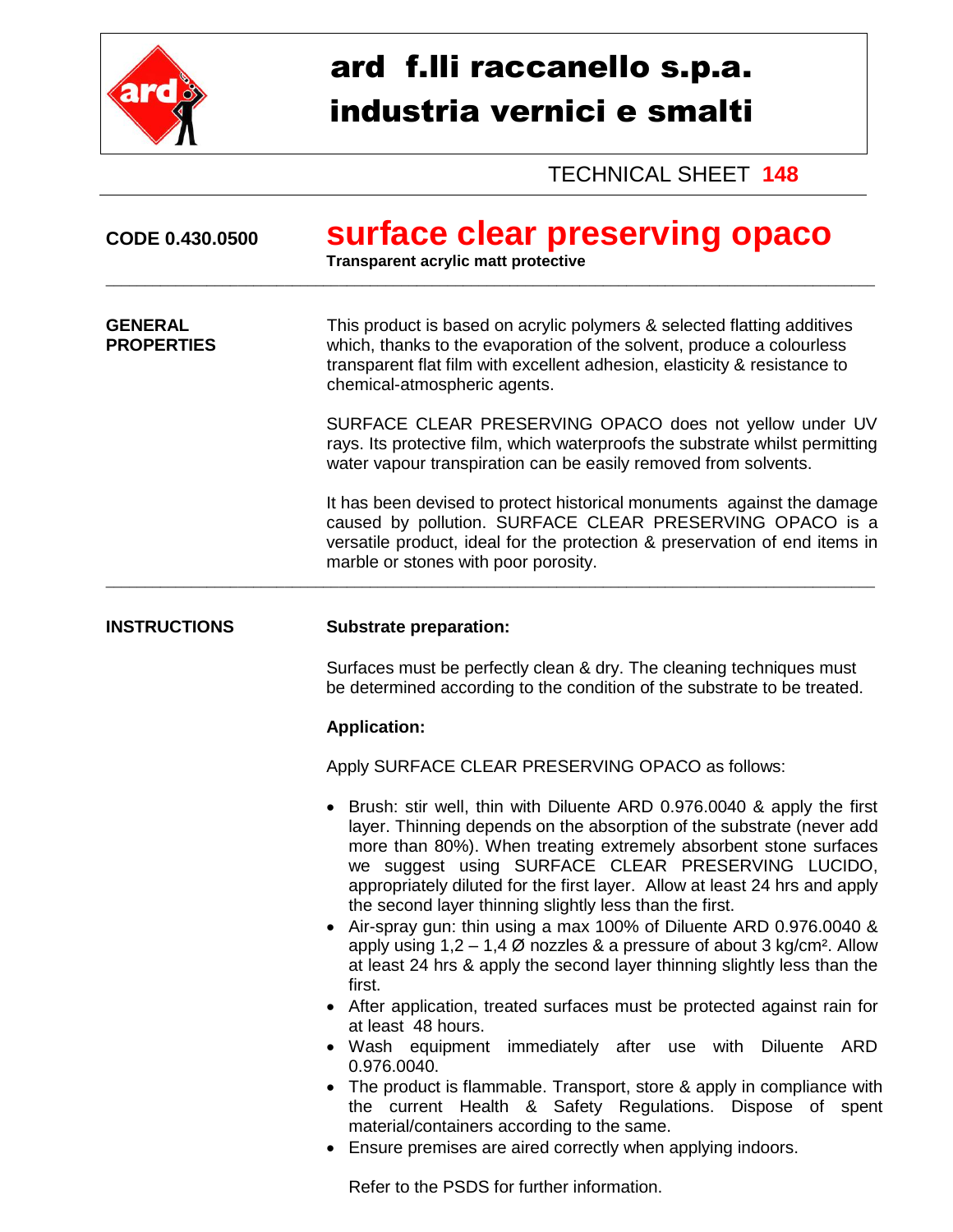# ard f.lli raccanello s.p.a.
## industria vernici e smalti

TECHNICAL SHEET **148**

**CODE 0.430.0500**

# surface clear preserving opaco

**Transparent acrylic matt protective**

---

**GENERAL PROPERTIES**

This product is based on acrylic polymers & selected flatting additives which, thanks to the evaporation of the solvent, produce a colourless transparent flat film with excellent adhesion, elasticity & resistance to chemical-atmospheric agents.

SURFACE CLEAR PRESERVING OPACO does not yellow under UV rays. Its protective film, which waterproofs the substrate whilst permitting water vapour transpiration can be easily removed from solvents.

It has been devised to protect historical monuments against the damage caused by pollution. SURFACE CLEAR PRESERVING OPACO is a versatile product, ideal for the protection & preservation of end items in marble or stones with poor porosity.

---

**INSTRUCTIONS**

**Substrate preparation:**

Surfaces must be perfectly clean & dry. The cleaning techniques must be determined according to the condition of the substrate to be treated.

**Application:**

Apply SURFACE CLEAR PRESERVING OPACO as follows:

- Brush: stir well, thin with Diluente ARD 0.976.0040 & apply the first layer. Thinning depends on the absorption of the substrate (never add more than 80%). When treating extremely absorbent stone surfaces we suggest using SURFACE CLEAR PRESERVING LUCIDO, appropriately diluted for the first layer. Allow at least 24 hrs and apply the second layer thinning slightly less than the first.
- Air-spray gun: thin using a max 100% of Diluente ARD 0.976.0040 & apply using 1,2 – 1,4 Ø nozzles & a pressure of about 3 kg/cm². Allow at least 24 hrs & apply the second layer thinning slightly less than the first.
- After application, treated surfaces must be protected against rain for at least 48 hours.
- Wash equipment immediately after use with Diluente ARD 0.976.0040.
- The product is flammable. Transport, store & apply in compliance with the current Health & Safety Regulations. Dispose of spent material/containers according to the same.
- Ensure premises are aired correctly when applying indoors.

Refer to the PSDS for further information.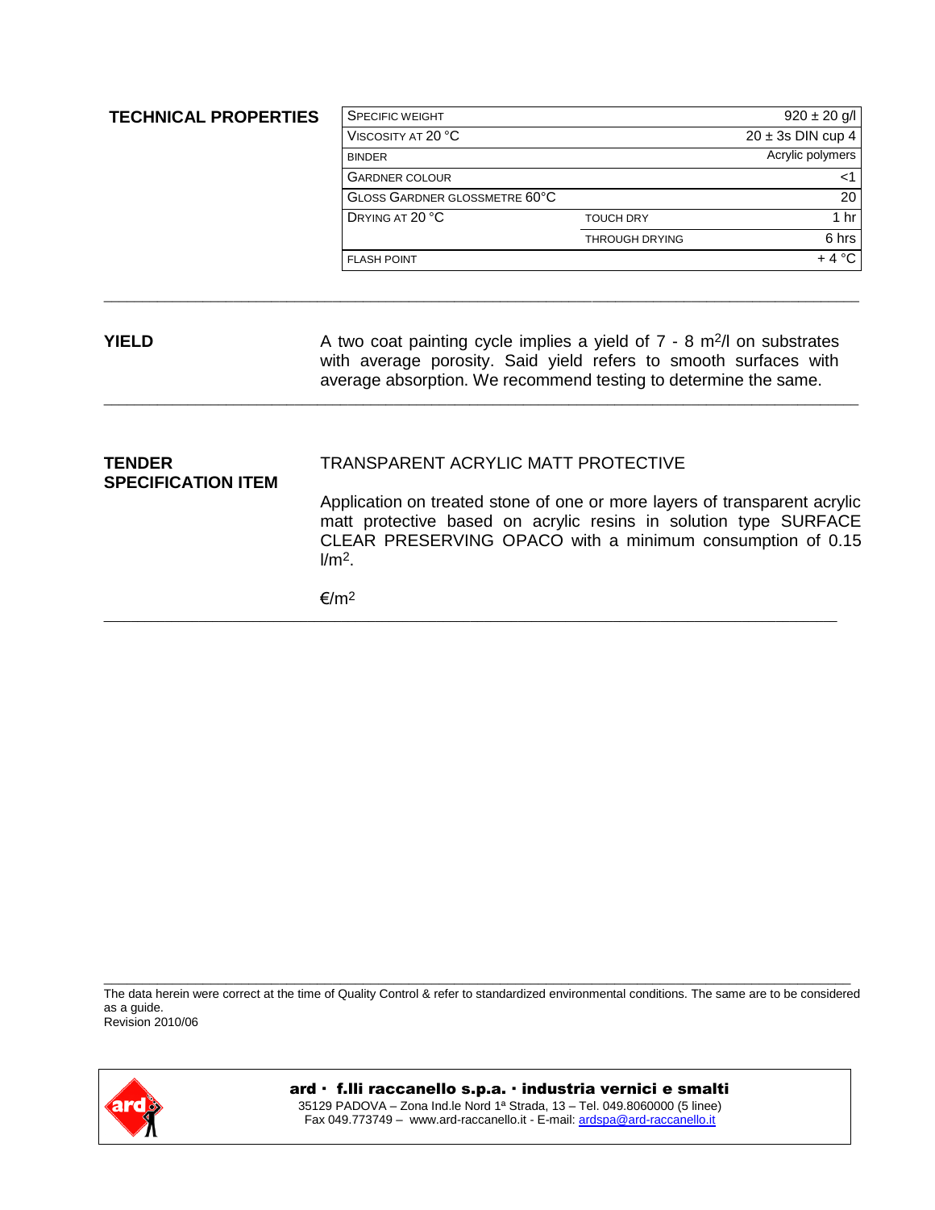## TECHNICAL PROPERTIES

| | | |
|---|---|---|
| SPECIFIC WEIGHT | | 920 ± 20 g/l |
| VISCOSITY AT 20 °C | | 20 ± 3s DIN cup 4 |
| BINDER | | Acrylic polymers |
| GARDNER COLOUR | | <1 |
| GLOSS GARDNER GLOSSMETRE 60°C | | 20 |
| DRYING AT 20 °C | TOUCH DRY | 1 hr |
| | THROUGH DRYING | 6 hrs |
| FLASH POINT | | + 4 °C |

---

## YIELD

A two coat painting cycle implies a yield of 7 - 8 $m^2$/l on substrates with average porosity. Said yield refers to smooth surfaces with average absorption. We recommend testing to determine the same.

---

## TENDER SPECIFICATION ITEM

TRANSPARENT ACRYLIC MATT PROTECTIVE

Application on treated stone of one or more layers of transparent acrylic matt protective based on acrylic resins in solution type SURFACE CLEAR PRESERVING OPACO with a minimum consumption of 0.15 l/$m^2$.

€/$m^2$

---

The data herein were correct at the time of Quality Control & refer to standardized environmental conditions. The same are to be considered as a guide.
Revision 2010/06

**ard · f.lli raccanello s.p.a. · industria vernici e smalti**
35129 PADOVA – Zona Ind.le Nord 1ª Strada, 13 – Tel. 049.8060000 (5 linee)
Fax 049.773749 – www.ard-raccanello.it - E-mail: ardspa@ard-raccanello.it